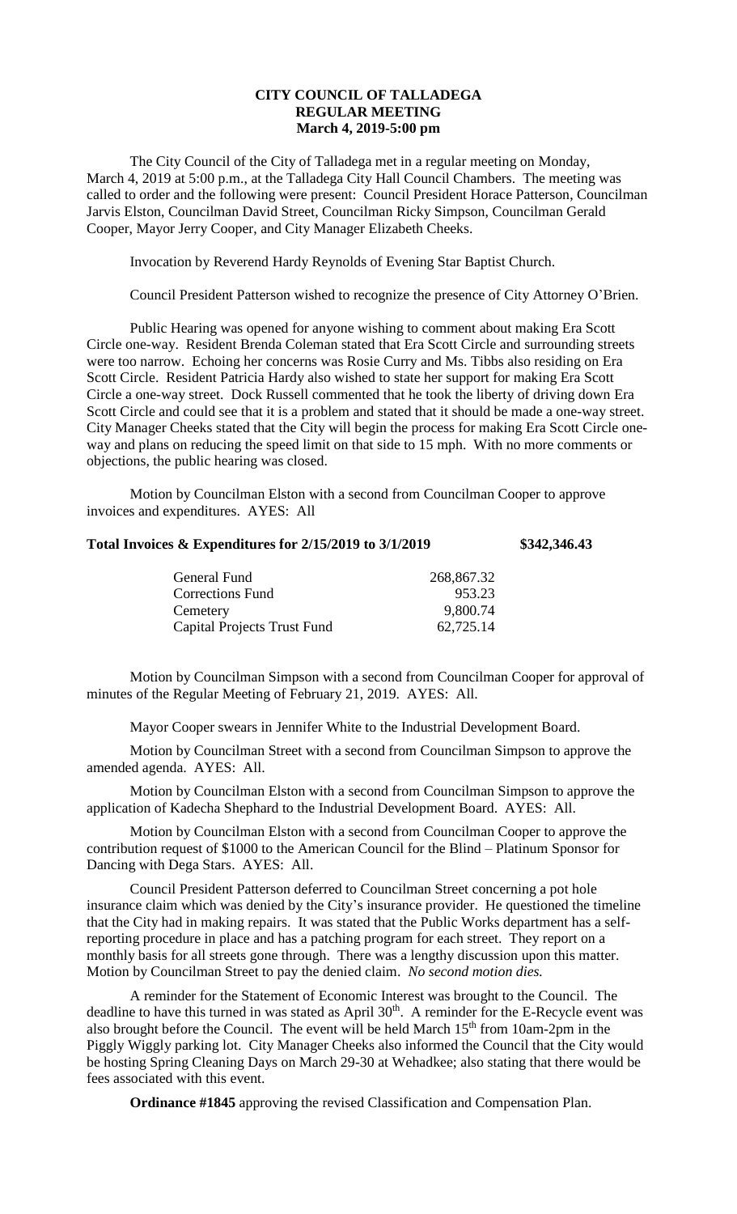# CITY COUNCIL OF TALLADEGA
## REGULAR MEETING
### March 4, 2019-5:00 pm

The City Council of the City of Talladega met in a regular meeting on Monday, March 4, 2019 at 5:00 p.m., at the Talladega City Hall Council Chambers. The meeting was called to order and the following were present: Council President Horace Patterson, Councilman Jarvis Elston, Councilman David Street, Councilman Ricky Simpson, Councilman Gerald Cooper, Mayor Jerry Cooper, and City Manager Elizabeth Cheeks.

Invocation by Reverend Hardy Reynolds of Evening Star Baptist Church.

Council President Patterson wished to recognize the presence of City Attorney O'Brien.

Public Hearing was opened for anyone wishing to comment about making Era Scott Circle one-way. Resident Brenda Coleman stated that Era Scott Circle and surrounding streets were too narrow. Echoing her concerns was Rosie Curry and Ms. Tibbs also residing on Era Scott Circle. Resident Patricia Hardy also wished to state her support for making Era Scott Circle a one-way street. Dock Russell commented that he took the liberty of driving down Era Scott Circle and could see that it is a problem and stated that it should be made a one-way street. City Manager Cheeks stated that the City will begin the process for making Era Scott Circle one-way and plans on reducing the speed limit on that side to 15 mph. With no more comments or objections, the public hearing was closed.

Motion by Councilman Elston with a second from Councilman Cooper to approve invoices and expenditures. AYES: All

**Total Invoices & Expenditures for 2/15/2019 to 3/1/2019 $342,346.43**

| | |
|---|---|
| General Fund | 268,867.32 |
| Corrections Fund | 953.23 |
| Cemetery | 9,800.74 |
| Capital Projects Trust Fund | 62,725.14 |

Motion by Councilman Simpson with a second from Councilman Cooper for approval of minutes of the Regular Meeting of February 21, 2019. AYES: All.

Mayor Cooper swears in Jennifer White to the Industrial Development Board.

Motion by Councilman Street with a second from Councilman Simpson to approve the amended agenda. AYES: All.

Motion by Councilman Elston with a second from Councilman Simpson to approve the application of Kadecha Shephard to the Industrial Development Board. AYES: All.

Motion by Councilman Elston with a second from Councilman Cooper to approve the contribution request of $1000 to the American Council for the Blind – Platinum Sponsor for Dancing with Dega Stars. AYES: All.

Council President Patterson deferred to Councilman Street concerning a pot hole insurance claim which was denied by the City's insurance provider. He questioned the timeline that the City had in making repairs. It was stated that the Public Works department has a self-reporting procedure in place and has a patching program for each street. They report on a monthly basis for all streets gone through. There was a lengthy discussion upon this matter. Motion by Councilman Street to pay the denied claim. *No second motion dies.*

A reminder for the Statement of Economic Interest was brought to the Council. The deadline to have this turned in was stated as April 30th. A reminder for the E-Recycle event was also brought before the Council. The event will be held March 15th from 10am-2pm in the Piggly Wiggly parking lot. City Manager Cheeks also informed the Council that the City would be hosting Spring Cleaning Days on March 29-30 at Wehadkee; also stating that there would be fees associated with this event.

**Ordinance #1845** approving the revised Classification and Compensation Plan.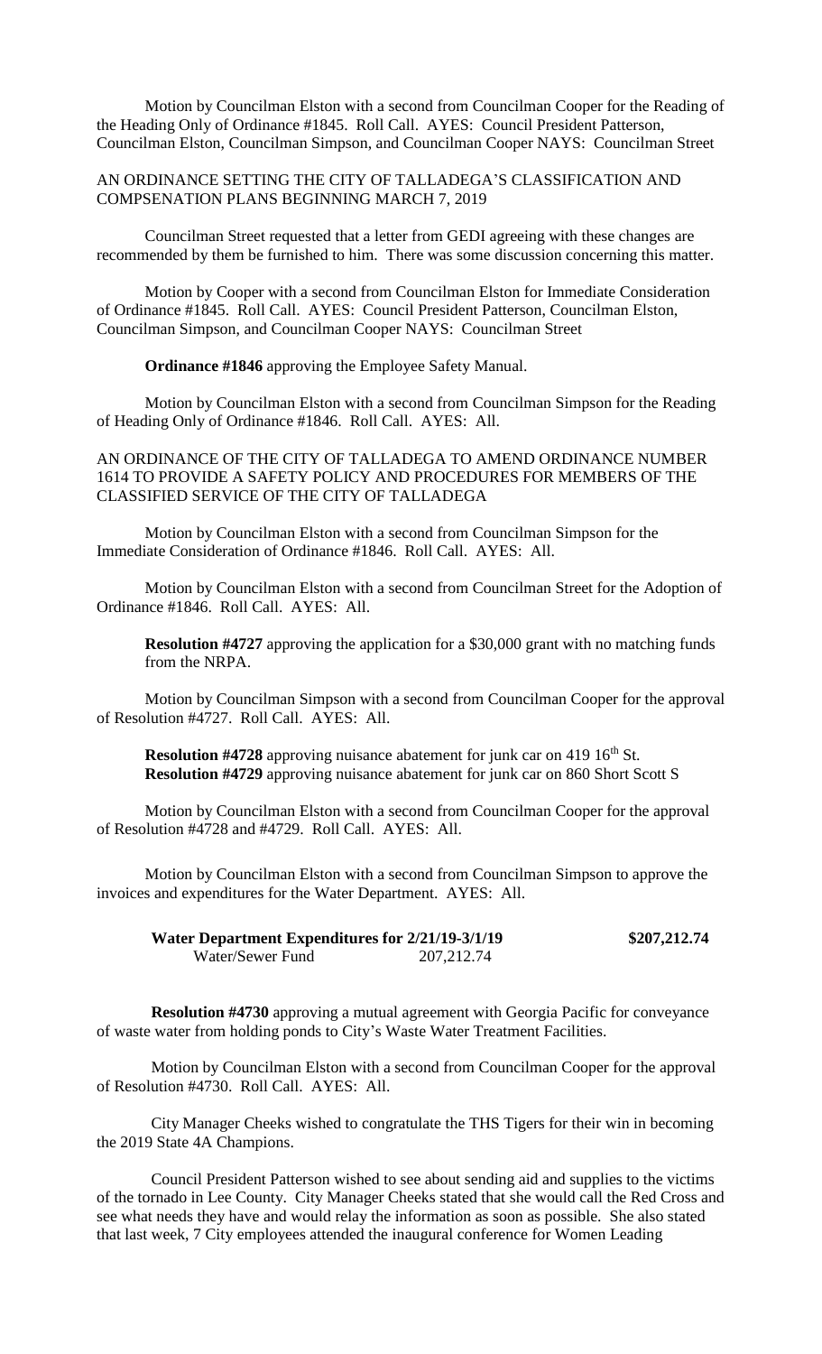Motion by Councilman Elston with a second from Councilman Cooper for the Reading of the Heading Only of Ordinance #1845. Roll Call. AYES: Council President Patterson, Councilman Elston, Councilman Simpson, and Councilman Cooper NAYS: Councilman Street

AN ORDINANCE SETTING THE CITY OF TALLADEGA'S CLASSIFICATION AND COMPSENATION PLANS BEGINNING MARCH 7, 2019

Councilman Street requested that a letter from GEDI agreeing with these changes are recommended by them be furnished to him. There was some discussion concerning this matter.

Motion by Cooper with a second from Councilman Elston for Immediate Consideration of Ordinance #1845. Roll Call. AYES: Council President Patterson, Councilman Elston, Councilman Simpson, and Councilman Cooper NAYS: Councilman Street

**Ordinance #1846** approving the Employee Safety Manual.

Motion by Councilman Elston with a second from Councilman Simpson for the Reading of Heading Only of Ordinance #1846. Roll Call. AYES: All.

AN ORDINANCE OF THE CITY OF TALLADEGA TO AMEND ORDINANCE NUMBER 1614 TO PROVIDE A SAFETY POLICY AND PROCEDURES FOR MEMBERS OF THE CLASSIFIED SERVICE OF THE CITY OF TALLADEGA

Motion by Councilman Elston with a second from Councilman Simpson for the Immediate Consideration of Ordinance #1846. Roll Call. AYES: All.

Motion by Councilman Elston with a second from Councilman Street for the Adoption of Ordinance #1846. Roll Call. AYES: All.

**Resolution #4727** approving the application for a $30,000 grant with no matching funds from the NRPA.

Motion by Councilman Simpson with a second from Councilman Cooper for the approval of Resolution #4727. Roll Call. AYES: All.

**Resolution #4728** approving nuisance abatement for junk car on 419 16th St.
**Resolution #4729** approving nuisance abatement for junk car on 860 Short Scott S

Motion by Councilman Elston with a second from Councilman Cooper for the approval of Resolution #4728 and #4729. Roll Call. AYES: All.

Motion by Councilman Elston with a second from Councilman Simpson to approve the invoices and expenditures for the Water Department. AYES: All.

| **Water Department Expenditures for 2/21/19-3/1/19** | | **$207,212.74** |
|---|---|---|
| Water/Sewer Fund | 207,212.74 | |

**Resolution #4730** approving a mutual agreement with Georgia Pacific for conveyance of waste water from holding ponds to City's Waste Water Treatment Facilities.

Motion by Councilman Elston with a second from Councilman Cooper for the approval of Resolution #4730. Roll Call. AYES: All.

City Manager Cheeks wished to congratulate the THS Tigers for their win in becoming the 2019 State 4A Champions.

Council President Patterson wished to see about sending aid and supplies to the victims of the tornado in Lee County. City Manager Cheeks stated that she would call the Red Cross and see what needs they have and would relay the information as soon as possible. She also stated that last week, 7 City employees attended the inaugural conference for Women Leading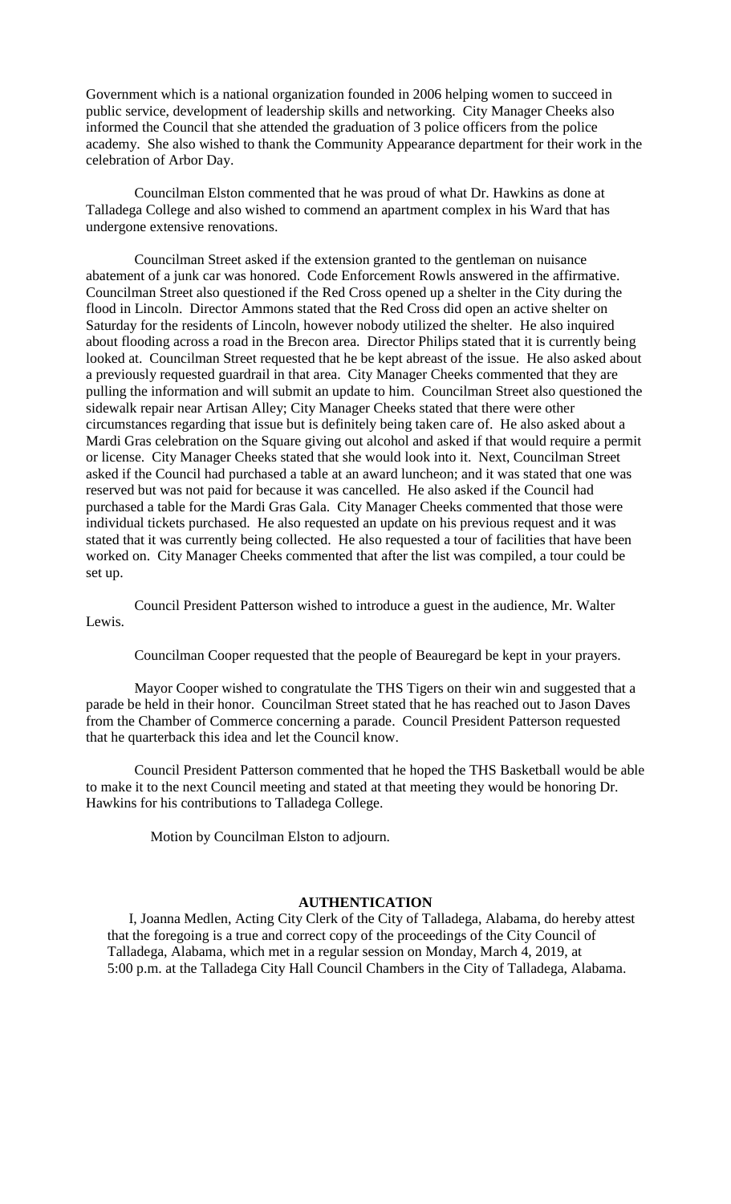Government which is a national organization founded in 2006 helping women to succeed in public service, development of leadership skills and networking. City Manager Cheeks also informed the Council that she attended the graduation of 3 police officers from the police academy. She also wished to thank the Community Appearance department for their work in the celebration of Arbor Day.

Councilman Elston commented that he was proud of what Dr. Hawkins as done at Talladega College and also wished to commend an apartment complex in his Ward that has undergone extensive renovations.

Councilman Street asked if the extension granted to the gentleman on nuisance abatement of a junk car was honored. Code Enforcement Rowls answered in the affirmative. Councilman Street also questioned if the Red Cross opened up a shelter in the City during the flood in Lincoln. Director Ammons stated that the Red Cross did open an active shelter on Saturday for the residents of Lincoln, however nobody utilized the shelter. He also inquired about flooding across a road in the Brecon area. Director Philips stated that it is currently being looked at. Councilman Street requested that he be kept abreast of the issue. He also asked about a previously requested guardrail in that area. City Manager Cheeks commented that they are pulling the information and will submit an update to him. Councilman Street also questioned the sidewalk repair near Artisan Alley; City Manager Cheeks stated that there were other circumstances regarding that issue but is definitely being taken care of. He also asked about a Mardi Gras celebration on the Square giving out alcohol and asked if that would require a permit or license. City Manager Cheeks stated that she would look into it. Next, Councilman Street asked if the Council had purchased a table at an award luncheon; and it was stated that one was reserved but was not paid for because it was cancelled. He also asked if the Council had purchased a table for the Mardi Gras Gala. City Manager Cheeks commented that those were individual tickets purchased. He also requested an update on his previous request and it was stated that it was currently being collected. He also requested a tour of facilities that have been worked on. City Manager Cheeks commented that after the list was compiled, a tour could be set up.

Council President Patterson wished to introduce a guest in the audience, Mr. Walter Lewis.

Councilman Cooper requested that the people of Beauregard be kept in your prayers.

Mayor Cooper wished to congratulate the THS Tigers on their win and suggested that a parade be held in their honor. Councilman Street stated that he has reached out to Jason Daves from the Chamber of Commerce concerning a parade. Council President Patterson requested that he quarterback this idea and let the Council know.

Council President Patterson commented that he hoped the THS Basketball would be able to make it to the next Council meeting and stated at that meeting they would be honoring Dr. Hawkins for his contributions to Talladega College.

Motion by Councilman Elston to adjourn.

**AUTHENTICATION**

I, Joanna Medlen, Acting City Clerk of the City of Talladega, Alabama, do hereby attest that the foregoing is a true and correct copy of the proceedings of the City Council of Talladega, Alabama, which met in a regular session on Monday, March 4, 2019, at 5:00 p.m. at the Talladega City Hall Council Chambers in the City of Talladega, Alabama.